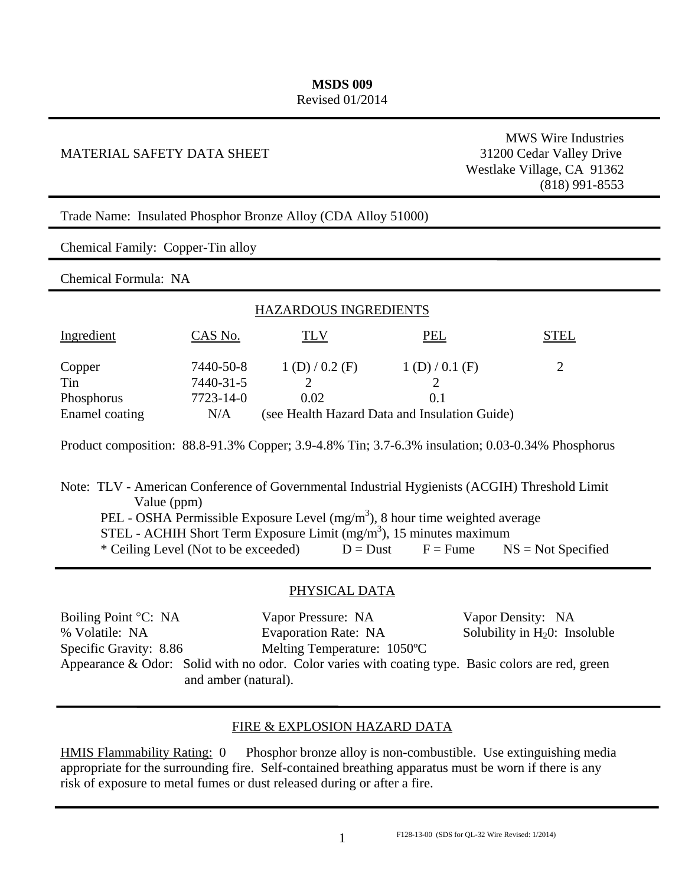**MSDS 009**
Revised 01/2014

MATERIAL SAFETY DATA SHEET

MWS Wire Industries
31200 Cedar Valley Drive
Westlake Village, CA 91362
(818) 991-8553

Trade Name: Insulated Phosphor Bronze Alloy (CDA Alloy 51000)

Chemical Family: Copper-Tin alloy

Chemical Formula: NA

## HAZARDOUS INGREDIENTS

| Ingredient | CAS No. | TLV | PEL | STEL |
|---|---|---|---|---|
| Copper | 7440-50-8 | 1 (D) / 0.2 (F) | 1 (D) / 0.1 (F) | 2 |
| Tin | 7440-31-5 | 2 | 2 | |
| Phosphorus | 7723-14-0 | 0.02 | 0.1 | |
| Enamel coating | N/A | (see Health Hazard Data and Insulation Guide) | | |

Product composition: 88.8-91.3% Copper; 3.9-4.8% Tin; 3.7-6.3% insulation; 0.03-0.34% Phosphorus

Note: TLV - American Conference of Governmental Industrial Hygienists (ACGIH) Threshold Limit Value (ppm)
PEL - OSHA Permissible Exposure Level ($mg/m^3$), 8 hour time weighted average
STEL - ACHIH Short Term Exposure Limit ($mg/m^3$), 15 minutes maximum
* Ceiling Level (Not to be exceeded) D = Dust F = Fume NS = Not Specified

## PHYSICAL DATA

Boiling Point °C: NA
Vapor Pressure: NA
Vapor Density: NA
% Volatile: NA
Evaporation Rate: NA
Solubility in $H_20$: Insoluble
Specific Gravity: 8.86
Melting Temperature: 1050ºC

Appearance & Odor: Solid with no odor. Color varies with coating type. Basic colors are red, green and amber (natural).

## FIRE & EXPLOSION HAZARD DATA

HMIS Flammability Rating: 0 Phosphor bronze alloy is non-combustible. Use extinguishing media appropriate for the surrounding fire. Self-contained breathing apparatus must be worn if there is any risk of exposure to metal fumes or dust released during or after a fire.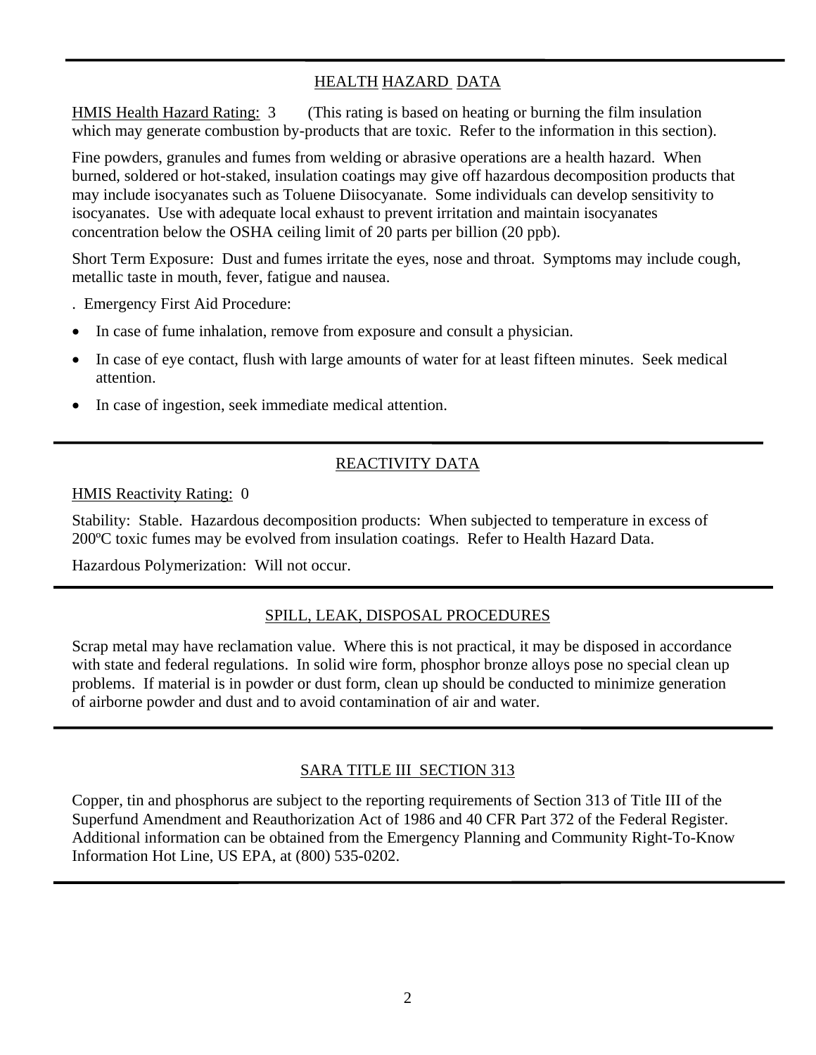## HEALTH HAZARD DATA

HMIS Health Hazard Rating: 3 (This rating is based on heating or burning the film insulation which may generate combustion by-products that are toxic. Refer to the information in this section).

Fine powders, granules and fumes from welding or abrasive operations are a health hazard. When burned, soldered or hot-staked, insulation coatings may give off hazardous decomposition products that may include isocyanates such as Toluene Diisocyanate. Some individuals can develop sensitivity to isocyanates. Use with adequate local exhaust to prevent irritation and maintain isocyanates concentration below the OSHA ceiling limit of 20 parts per billion (20 ppb).

Short Term Exposure: Dust and fumes irritate the eyes, nose and throat. Symptoms may include cough, metallic taste in mouth, fever, fatigue and nausea.

. Emergency First Aid Procedure:

- In case of fume inhalation, remove from exposure and consult a physician.
- In case of eye contact, flush with large amounts of water for at least fifteen minutes. Seek medical attention.
- In case of ingestion, seek immediate medical attention.

## REACTIVITY DATA

HMIS Reactivity Rating: 0

Stability: Stable. Hazardous decomposition products: When subjected to temperature in excess of 200ºC toxic fumes may be evolved from insulation coatings. Refer to Health Hazard Data.

Hazardous Polymerization: Will not occur.

## SPILL, LEAK, DISPOSAL PROCEDURES

Scrap metal may have reclamation value. Where this is not practical, it may be disposed in accordance with state and federal regulations. In solid wire form, phosphor bronze alloys pose no special clean up problems. If material is in powder or dust form, clean up should be conducted to minimize generation of airborne powder and dust and to avoid contamination of air and water.

## SARA TITLE III SECTION 313

Copper, tin and phosphorus are subject to the reporting requirements of Section 313 of Title III of the Superfund Amendment and Reauthorization Act of 1986 and 40 CFR Part 372 of the Federal Register. Additional information can be obtained from the Emergency Planning and Community Right-To-Know Information Hot Line, US EPA, at (800) 535-0202.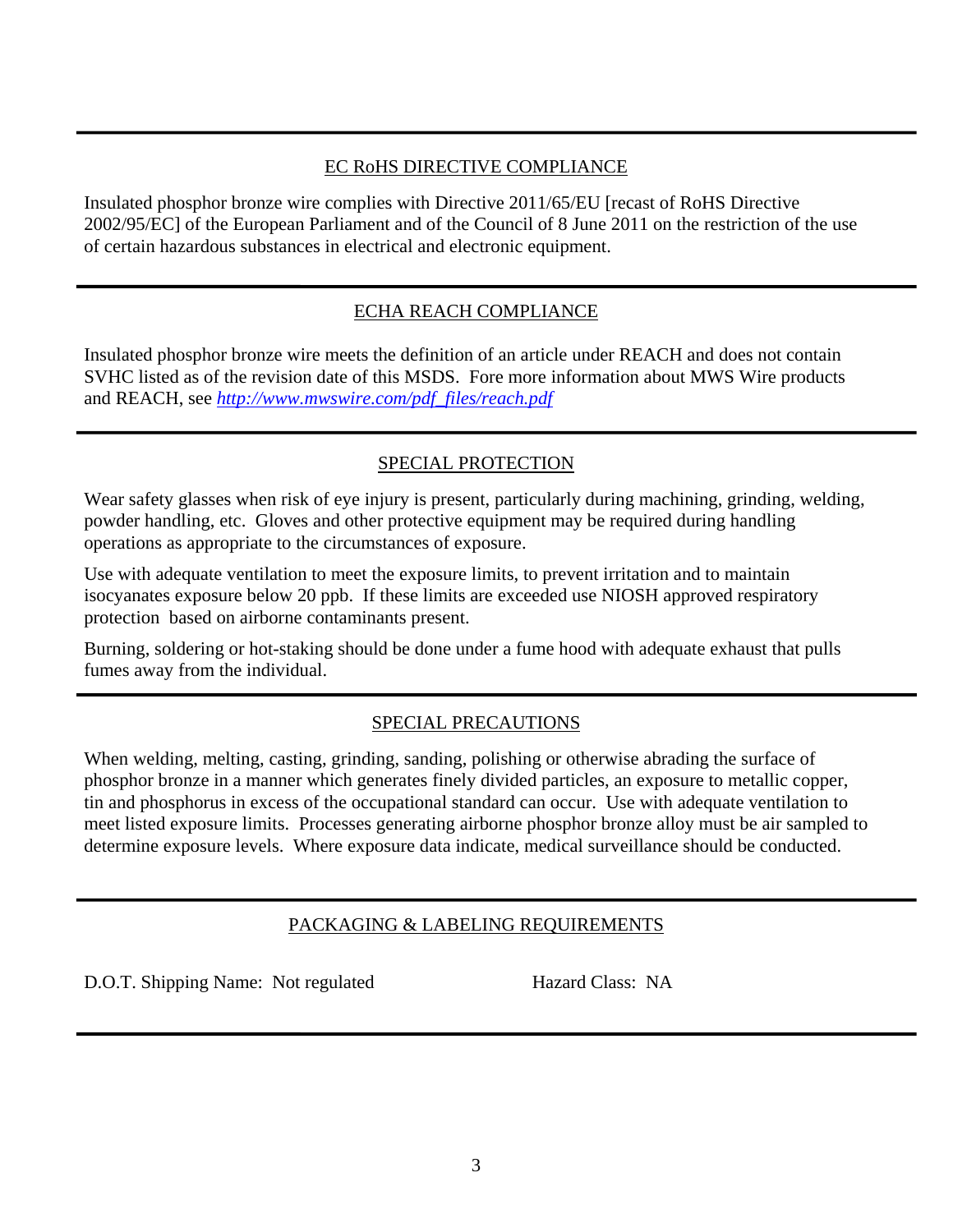## EC RoHS DIRECTIVE COMPLIANCE

Insulated phosphor bronze wire complies with Directive 2011/65/EU [recast of RoHS Directive 2002/95/EC] of the European Parliament and of the Council of 8 June 2011 on the restriction of the use of certain hazardous substances in electrical and electronic equipment.

## ECHA REACH COMPLIANCE

Insulated phosphor bronze wire meets the definition of an article under REACH and does not contain SVHC listed as of the revision date of this MSDS. Fore more information about MWS Wire products and REACH, see *http://www.mwswire.com/pdf_files/reach.pdf*

## SPECIAL PROTECTION

Wear safety glasses when risk of eye injury is present, particularly during machining, grinding, welding, powder handling, etc. Gloves and other protective equipment may be required during handling operations as appropriate to the circumstances of exposure.

Use with adequate ventilation to meet the exposure limits, to prevent irritation and to maintain isocyanates exposure below 20 ppb. If these limits are exceeded use NIOSH approved respiratory protection based on airborne contaminants present.

Burning, soldering or hot-staking should be done under a fume hood with adequate exhaust that pulls fumes away from the individual.

## SPECIAL PRECAUTIONS

When welding, melting, casting, grinding, sanding, polishing or otherwise abrading the surface of phosphor bronze in a manner which generates finely divided particles, an exposure to metallic copper, tin and phosphorus in excess of the occupational standard can occur. Use with adequate ventilation to meet listed exposure limits. Processes generating airborne phosphor bronze alloy must be air sampled to determine exposure levels. Where exposure data indicate, medical surveillance should be conducted.

## PACKAGING & LABELING REQUIREMENTS

D.O.T. Shipping Name: Not regulated          Hazard Class: NA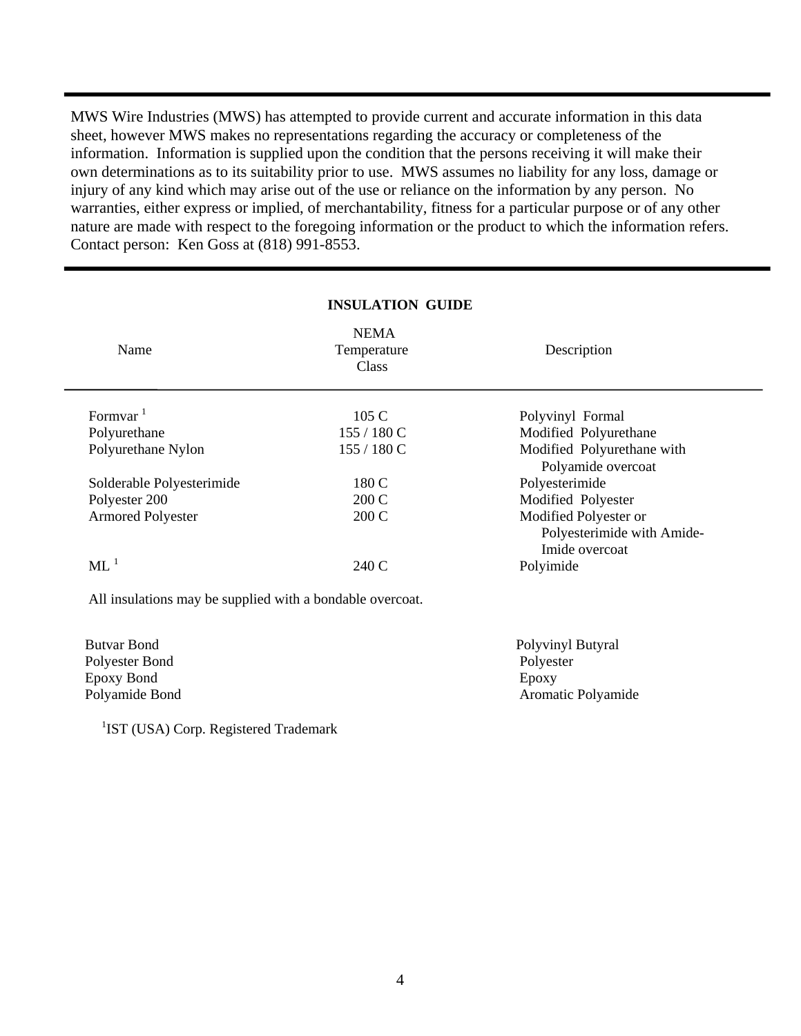MWS Wire Industries (MWS) has attempted to provide current and accurate information in this data sheet, however MWS makes no representations regarding the accuracy or completeness of the information. Information is supplied upon the condition that the persons receiving it will make their own determinations as to its suitability prior to use. MWS assumes no liability for any loss, damage or injury of any kind which may arise out of the use or reliance on the information by any person. No warranties, either express or implied, of merchantability, fitness for a particular purpose or of any other nature are made with respect to the foregoing information or the product to which the information refers. Contact person: Ken Goss at (818) 991-8553.

**INSULATION GUIDE**

| Name | NEMA Temperature Class | Description |
|---|---|---|
| Formvar [1] | 105 C | Polyvinyl Formal |
| Polyurethane | 155 / 180 C | Modified Polyurethane |
| Polyurethane Nylon | 155 / 180 C | Modified Polyurethane with Polyamide overcoat |
| Solderable Polyesterimide | 180 C | Polyesterimide |
| Polyester 200 | 200 C | Modified Polyester |
| Armored Polyester | 200 C | Modified Polyester or Polyesterimide with Amide-Imide overcoat |
| ML [1] | 240 C | Polyimide |

All insulations may be supplied with a bondable overcoat.

| | |
|---|---|
| Butvar Bond | Polyvinyl Butyral |
| Polyester Bond | Polyester |
| Epoxy Bond | Epoxy |
| Polyamide Bond | Aromatic Polyamide |

[1]IST (USA) Corp. Registered Trademark